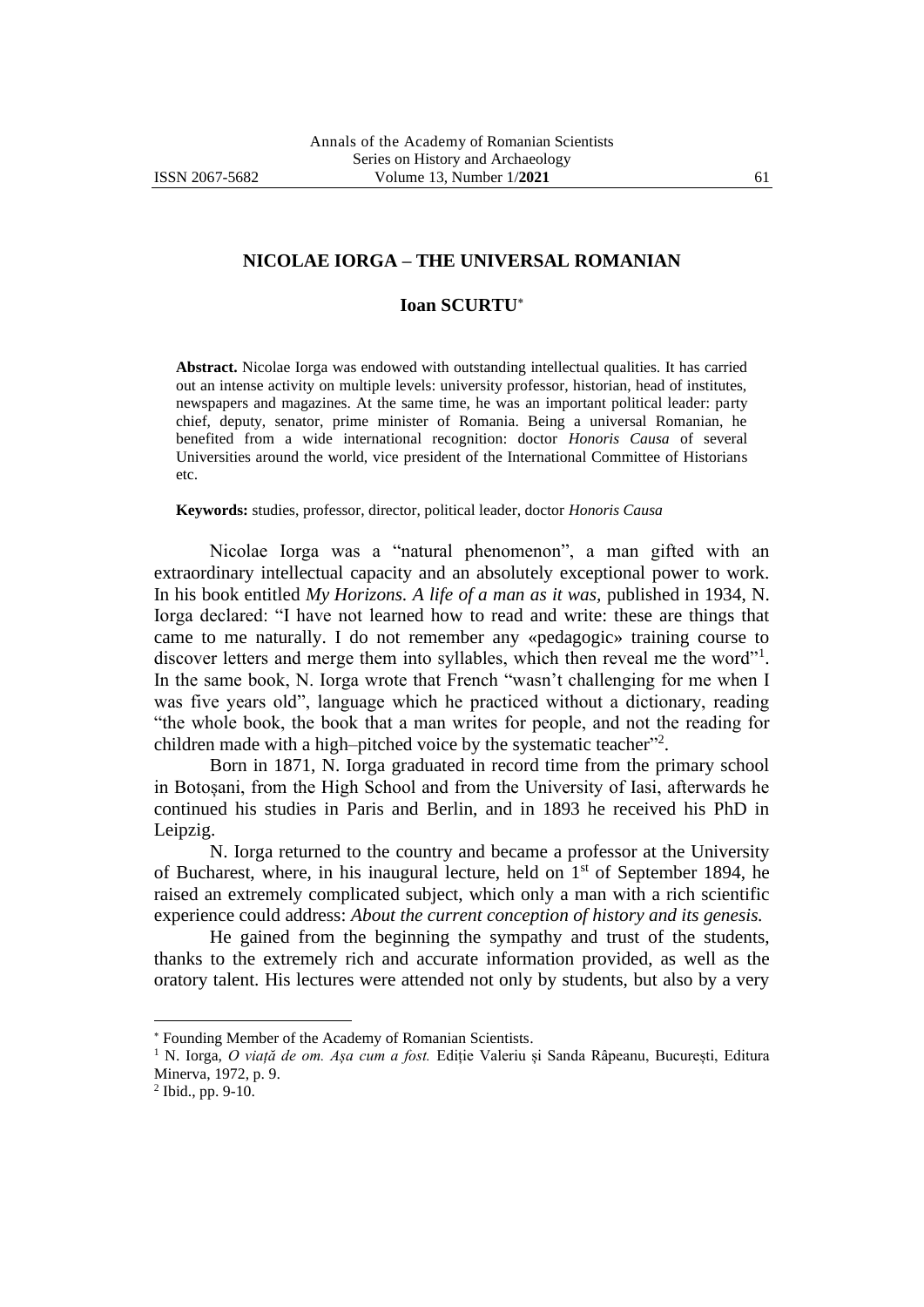# NICOLAE IORGA – THE UNIVERSAL ROMANIAN

## Ioan SCURTU*

**Abstract.** Nicolae Iorga was endowed with outstanding intellectual qualities. It has carried out an intense activity on multiple levels: university professor, historian, head of institutes, newspapers and magazines. At the same time, he was an important political leader: party chief, deputy, senator, prime minister of Romania. Being a universal Romanian, he benefited from a wide international recognition: doctor *Honoris Causa* of several Universities around the world, vice president of the International Committee of Historians etc.

**Keywords:** studies, professor, director, political leader, doctor *Honoris Causa*

Nicolae Iorga was a "natural phenomenon", a man gifted with an extraordinary intellectual capacity and an absolutely exceptional power to work. In his book entitled *My Horizons. A life of a man as it was,* published in 1934, N. Iorga declared: "I have not learned how to read and write: these are things that came to me naturally. I do not remember any «pedagogic» training course to discover letters and merge them into syllables, which then reveal me the word"[1]. In the same book, N. Iorga wrote that French "wasn't challenging for me when I was five years old", language which he practiced without a dictionary, reading "the whole book, the book that a man writes for people, and not the reading for children made with a high–pitched voice by the systematic teacher"[2].

Born in 1871, N. Iorga graduated in record time from the primary school in Botoșani, from the High School and from the University of Iasi, afterwards he continued his studies in Paris and Berlin, and in 1893 he received his PhD in Leipzig.

N. Iorga returned to the country and became a professor at the University of Bucharest, where, in his inaugural lecture, held on 1st of September 1894, he raised an extremely complicated subject, which only a man with a rich scientific experience could address: *About the current conception of history and its genesis.*

He gained from the beginning the sympathy and trust of the students, thanks to the extremely rich and accurate information provided, as well as the oratory talent. His lectures were attended not only by students, but also by a very

---

* Founding Member of the Academy of Romanian Scientists.

[1] N. Iorga, *O viață de om. Așa cum a fost.* Ediție Valeriu și Sanda Râpeanu, București, Editura Minerva, 1972, p. 9.

[2] Ibid., pp. 9-10.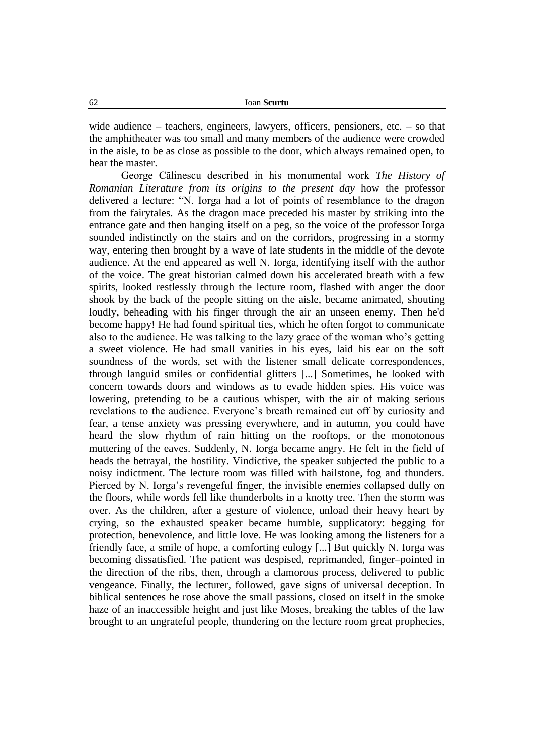wide audience – teachers, engineers, lawyers, officers, pensioners, etc. – so that the amphitheater was too small and many members of the audience were crowded in the aisle, to be as close as possible to the door, which always remained open, to hear the master.

George Călinescu described in his monumental work *The History of Romanian Literature from its origins to the present day* how the professor delivered a lecture: "N. Iorga had a lot of points of resemblance to the dragon from the fairytales. As the dragon mace preceded his master by striking into the entrance gate and then hanging itself on a peg, so the voice of the professor Iorga sounded indistinctly on the stairs and on the corridors, progressing in a stormy way, entering then brought by a wave of late students in the middle of the devote audience. At the end appeared as well N. Iorga, identifying itself with the author of the voice. The great historian calmed down his accelerated breath with a few spirits, looked restlessly through the lecture room, flashed with anger the door shook by the back of the people sitting on the aisle, became animated, shouting loudly, beheading with his finger through the air an unseen enemy. Then he'd become happy! He had found spiritual ties, which he often forgot to communicate also to the audience. He was talking to the lazy grace of the woman who's getting a sweet violence. He had small vanities in his eyes, laid his ear on the soft soundness of the words, set with the listener small delicate correspondences, through languid smiles or confidential glitters [...] Sometimes, he looked with concern towards doors and windows as to evade hidden spies. His voice was lowering, pretending to be a cautious whisper, with the air of making serious revelations to the audience. Everyone's breath remained cut off by curiosity and fear, a tense anxiety was pressing everywhere, and in autumn, you could have heard the slow rhythm of rain hitting on the rooftops, or the monotonous muttering of the eaves. Suddenly, N. Iorga became angry. He felt in the field of heads the betrayal, the hostility. Vindictive, the speaker subjected the public to a noisy indictment. The lecture room was filled with hailstone, fog and thunders. Pierced by N. Iorga's revengeful finger, the invisible enemies collapsed dully on the floors, while words fell like thunderbolts in a knotty tree. Then the storm was over. As the children, after a gesture of violence, unload their heavy heart by crying, so the exhausted speaker became humble, supplicatory: begging for protection, benevolence, and little love. He was looking among the listeners for a friendly face, a smile of hope, a comforting eulogy [...] But quickly N. Iorga was becoming dissatisfied. The patient was despised, reprimanded, finger–pointed in the direction of the ribs, then, through a clamorous process, delivered to public vengeance. Finally, the lecturer, followed, gave signs of universal deception. In biblical sentences he rose above the small passions, closed on itself in the smoke haze of an inaccessible height and just like Moses, breaking the tables of the law brought to an ungrateful people, thundering on the lecture room great prophecies,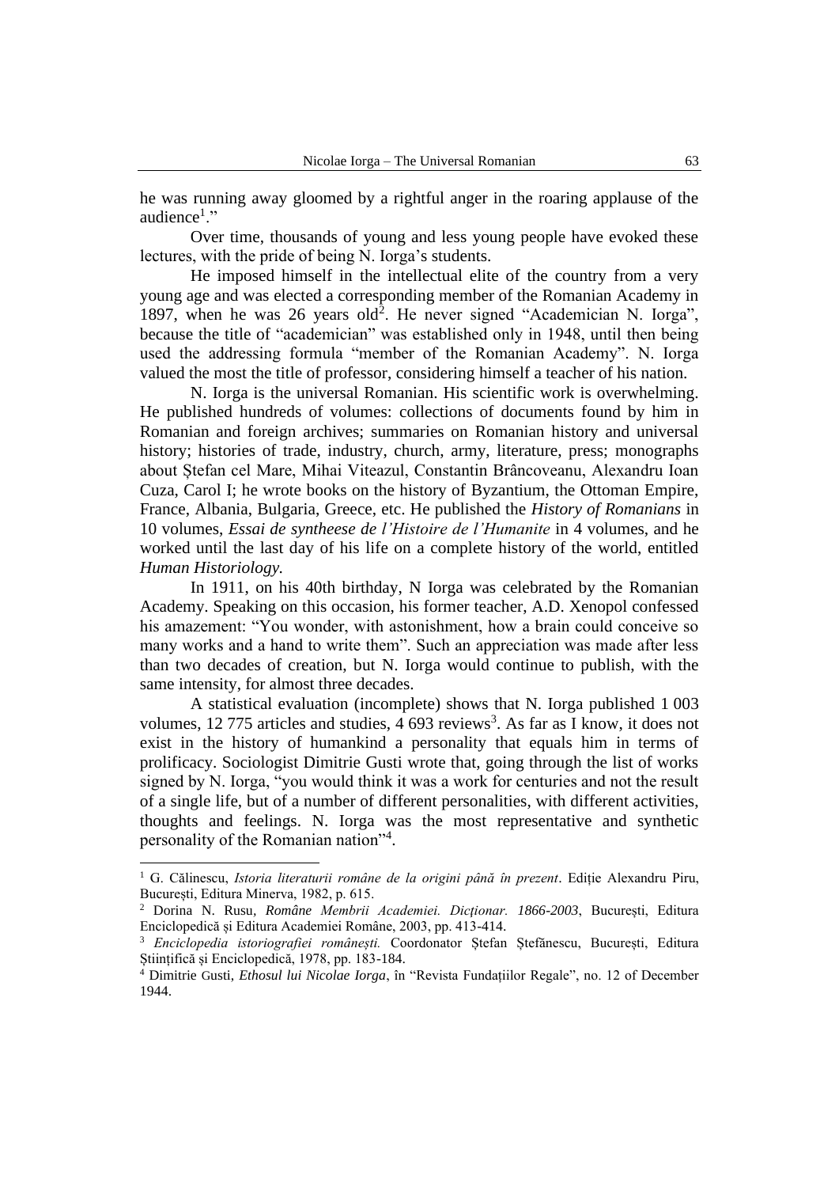he was running away gloomed by a rightful anger in the roaring applause of the audience[1]."

Over time, thousands of young and less young people have evoked these lectures, with the pride of being N. Iorga's students.

He imposed himself in the intellectual elite of the country from a very young age and was elected a corresponding member of the Romanian Academy in 1897, when he was 26 years old[2]. He never signed "Academician N. Iorga", because the title of "academician" was established only in 1948, until then being used the addressing formula "member of the Romanian Academy". N. Iorga valued the most the title of professor, considering himself a teacher of his nation.

N. Iorga is the universal Romanian. His scientific work is overwhelming. He published hundreds of volumes: collections of documents found by him in Romanian and foreign archives; summaries on Romanian history and universal history; histories of trade, industry, church, army, literature, press; monographs about Ștefan cel Mare, Mihai Viteazul, Constantin Brâncoveanu, Alexandru Ioan Cuza, Carol I; he wrote books on the history of Byzantium, the Ottoman Empire, France, Albania, Bulgaria, Greece, etc. He published the *History of Romanians* in 10 volumes, *Essai de syntheese de l'Histoire de l'Humanite* in 4 volumes, and he worked until the last day of his life on a complete history of the world, entitled *Human Historiology.*

In 1911, on his 40th birthday, N Iorga was celebrated by the Romanian Academy. Speaking on this occasion, his former teacher, A.D. Xenopol confessed his amazement: "You wonder, with astonishment, how a brain could conceive so many works and a hand to write them". Such an appreciation was made after less than two decades of creation, but N. Iorga would continue to publish, with the same intensity, for almost three decades.

A statistical evaluation (incomplete) shows that N. Iorga published 1 003 volumes, 12 775 articles and studies, 4 693 reviews[3]. As far as I know, it does not exist in the history of humankind a personality that equals him in terms of prolificacy. Sociologist Dimitrie Gusti wrote that, going through the list of works signed by N. Iorga, "you would think it was a work for centuries and not the result of a single life, but of a number of different personalities, with different activities, thoughts and feelings. N. Iorga was the most representative and synthetic personality of the Romanian nation"[4].

---

[1] G. Călinescu, *Istoria literaturii române de la origini până în prezent*. Ediție Alexandru Piru, București, Editura Minerva, 1982, p. 615.

[2] Dorina N. Rusu, *Române Membrii Academiei. Dicționar. 1866-2003*, București, Editura Enciclopedică și Editura Academiei Române, 2003, pp. 413-414.

[3] *Enciclopedia istoriografiei românești.* Coordonator Ștefan Ștefănescu, București, Editura Științifică și Enciclopedică, 1978, pp. 183-184.

[4] Dimitrie Gusti, *Ethosul lui Nicolae Iorga*, în "Revista Fundațiilor Regale", no. 12 of December 1944.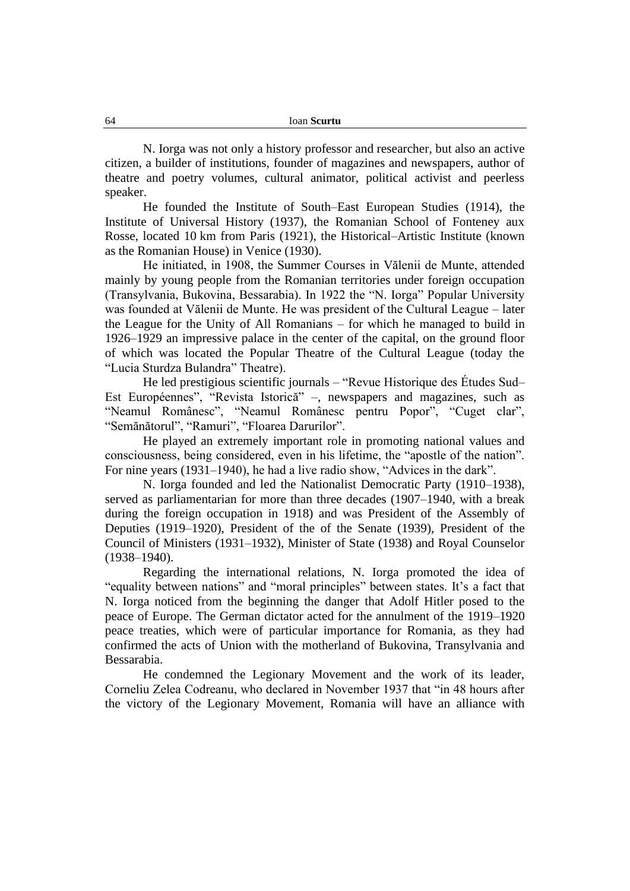N. Iorga was not only a history professor and researcher, but also an active citizen, a builder of institutions, founder of magazines and newspapers, author of theatre and poetry volumes, cultural animator, political activist and peerless speaker.

He founded the Institute of South–East European Studies (1914), the Institute of Universal History (1937), the Romanian School of Fonteney aux Rosse, located 10 km from Paris (1921), the Historical–Artistic Institute (known as the Romanian House) in Venice (1930).

He initiated, in 1908, the Summer Courses in Vălenii de Munte, attended mainly by young people from the Romanian territories under foreign occupation (Transylvania, Bukovina, Bessarabia). In 1922 the "N. Iorga" Popular University was founded at Vălenii de Munte. He was president of the Cultural League – later the League for the Unity of All Romanians – for which he managed to build in 1926–1929 an impressive palace in the center of the capital, on the ground floor of which was located the Popular Theatre of the Cultural League (today the "Lucia Sturdza Bulandra" Theatre).

He led prestigious scientific journals – "Revue Historique des Études Sud–Est Européennes", "Revista Istorică" –, newspapers and magazines, such as "Neamul Românesc", "Neamul Românesc pentru Popor", "Cuget clar", "Semănătorul", "Ramuri", "Floarea Darurilor".

He played an extremely important role in promoting national values and consciousness, being considered, even in his lifetime, the "apostle of the nation". For nine years (1931–1940), he had a live radio show, "Advices in the dark".

N. Iorga founded and led the Nationalist Democratic Party (1910–1938), served as parliamentarian for more than three decades (1907–1940, with a break during the foreign occupation in 1918) and was President of the Assembly of Deputies (1919–1920), President of the of the Senate (1939), President of the Council of Ministers (1931–1932), Minister of State (1938) and Royal Counselor (1938–1940).

Regarding the international relations, N. Iorga promoted the idea of "equality between nations" and "moral principles" between states. It's a fact that N. Iorga noticed from the beginning the danger that Adolf Hitler posed to the peace of Europe. The German dictator acted for the annulment of the 1919–1920 peace treaties, which were of particular importance for Romania, as they had confirmed the acts of Union with the motherland of Bukovina, Transylvania and Bessarabia.

He condemned the Legionary Movement and the work of its leader, Corneliu Zelea Codreanu, who declared in November 1937 that "in 48 hours after the victory of the Legionary Movement, Romania will have an alliance with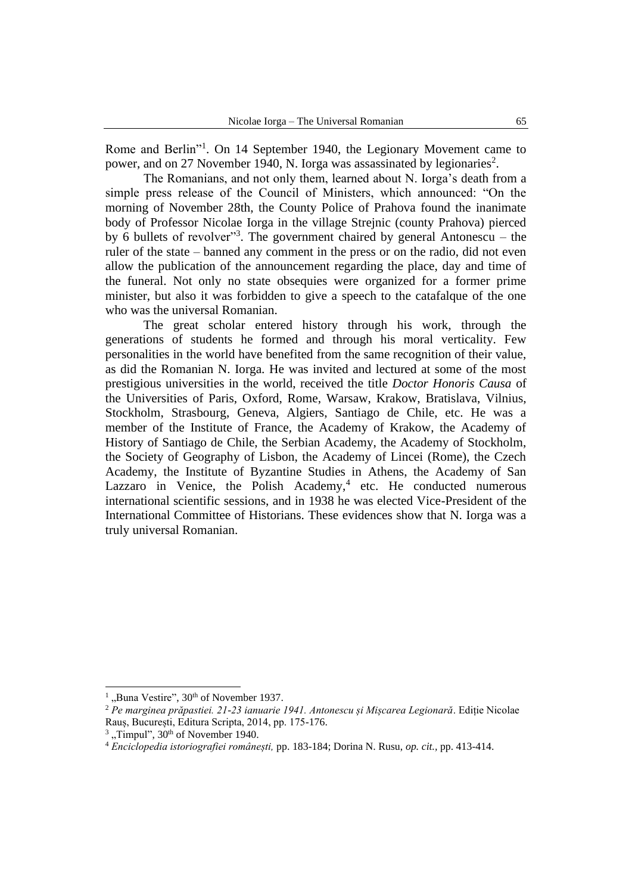Rome and Berlin"[1]. On 14 September 1940, the Legionary Movement came to power, and on 27 November 1940, N. Iorga was assassinated by legionaries[2].

The Romanians, and not only them, learned about N. Iorga's death from a simple press release of the Council of Ministers, which announced: "On the morning of November 28th, the County Police of Prahova found the inanimate body of Professor Nicolae Iorga in the village Strejnic (county Prahova) pierced by 6 bullets of revolver"[3]. The government chaired by general Antonescu – the ruler of the state – banned any comment in the press or on the radio, did not even allow the publication of the announcement regarding the place, day and time of the funeral. Not only no state obsequies were organized for a former prime minister, but also it was forbidden to give a speech to the catafalque of the one who was the universal Romanian.

The great scholar entered history through his work, through the generations of students he formed and through his moral verticality. Few personalities in the world have benefited from the same recognition of their value, as did the Romanian N. Iorga. He was invited and lectured at some of the most prestigious universities in the world, received the title *Doctor Honoris Causa* of the Universities of Paris, Oxford, Rome, Warsaw, Krakow, Bratislava, Vilnius, Stockholm, Strasbourg, Geneva, Algiers, Santiago de Chile, etc. He was a member of the Institute of France, the Academy of Krakow, the Academy of History of Santiago de Chile, the Serbian Academy, the Academy of Stockholm, the Society of Geography of Lisbon, the Academy of Lincei (Rome), the Czech Academy, the Institute of Byzantine Studies in Athens, the Academy of San Lazzaro in Venice, the Polish Academy,[4] etc. He conducted numerous international scientific sessions, and in 1938 he was elected Vice-President of the International Committee of Historians. These evidences show that N. Iorga was a truly universal Romanian.

---

[1] „Buna Vestire", 30th of November 1937.

[2] *Pe marginea prăpastiei. 21-23 ianuarie 1941. Antonescu și Mișcarea Legionară*. Ediție Nicolae Rauș, București, Editura Scripta, 2014, pp. 175-176.

[3] „Timpul", 30th of November 1940.

[4] *Enciclopedia istoriografiei românești,* pp. 183-184; Dorina N. Rusu, *op. cit.,* pp. 413-414.